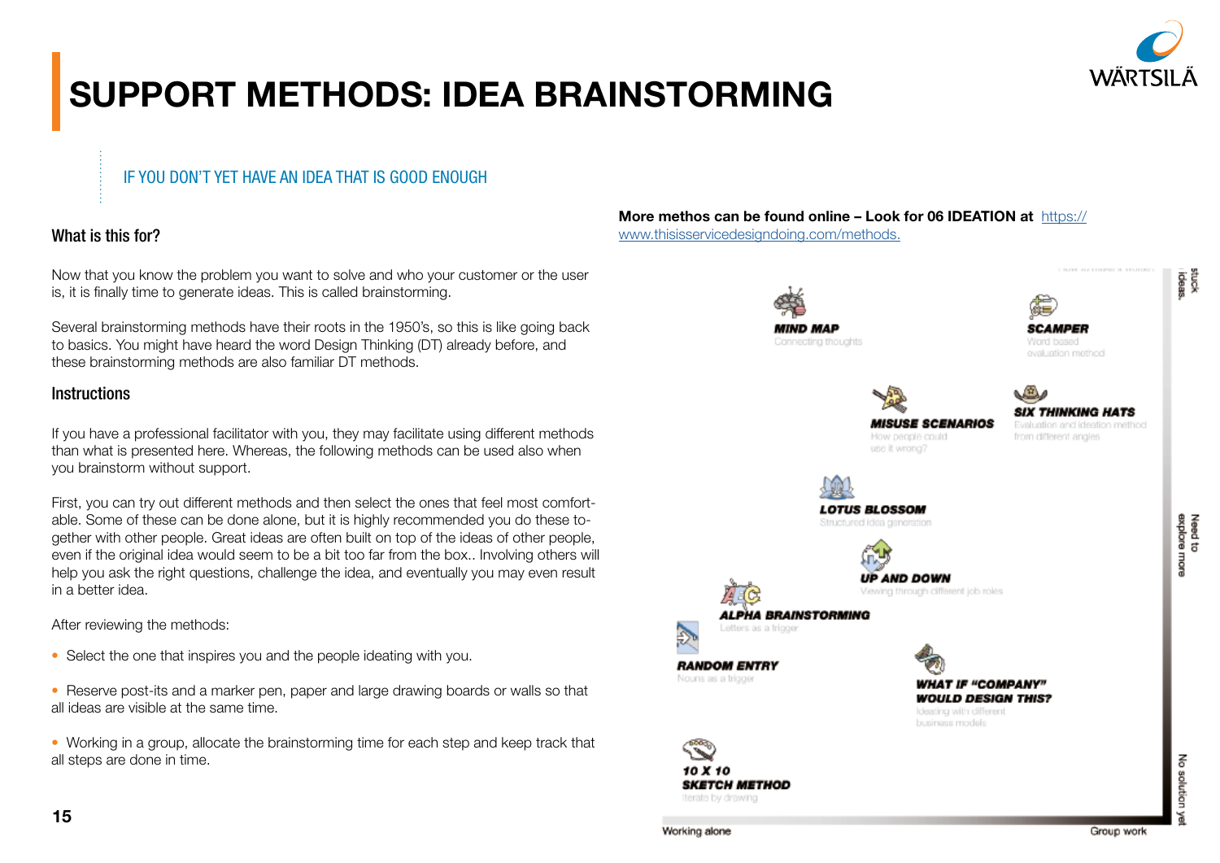# SUPPORT METHODS: IDEA BRAINSTORMING

IF YOU DON'T YET HAVE AN IDEA THAT IS GOOD ENOUGH

## What is this for?

Now that you know the problem you want to solve and who your customer or the user is, it is finally time to generate ideas. This is called brainstorming.

Several brainstorming methods have their roots in the 1950's, so this is like going back to basics. You might have heard the word Design Thinking (DT) already before, and these brainstorming methods are also familiar DT methods.

## Instructions

If you have a professional facilitator with you, they may facilitate using different methods than what is presented here. Whereas, the following methods can be used also when you brainstorm without support.

First, you can try out different methods and then select the ones that feel most comfortable. Some of these can be done alone, but it is highly recommended you do these together with other people. Great ideas are often built on top of the ideas of other people, even if the original idea would seem to be a bit too far from the box.. Involving others will help you ask the right questions, challenge the idea, and eventually you may even result in a better idea.

After reviewing the methods:

- Select the one that inspires you and the people ideating with you.
- Reserve post-its and a marker pen, paper and large drawing boards or walls so that all ideas are visible at the same time.
- Working in a group, allocate the brainstorming time for each step and keep track that all steps are done in time.

**More methos can be found online – Look for 06 IDEATION at** https://www.thisisservicedesigndoing.com/methods.

MIND MAP
Connecting thoughts

SCAMPER
Word based evaluation method

MISUSE SCENARIOS
How people could use it wrong?

SIX THINKING HATS
Evaluation and ideation method from different angles

LOTUS BLOSSOM
Structured idea generation

UP AND DOWN
Viewing through different job roles

ALPHA BRAINSTORMING
Letters as a trigger

RANDOM ENTRY
Nouns as a trigger

WHAT IF "COMPANY" WOULD DESIGN THIS?
Ideating with different business models

10 X 10 SKETCH METHOD
Iterate by drawing

Working alone

Group work

Stuck ideas.

Need to explore more

No solution yet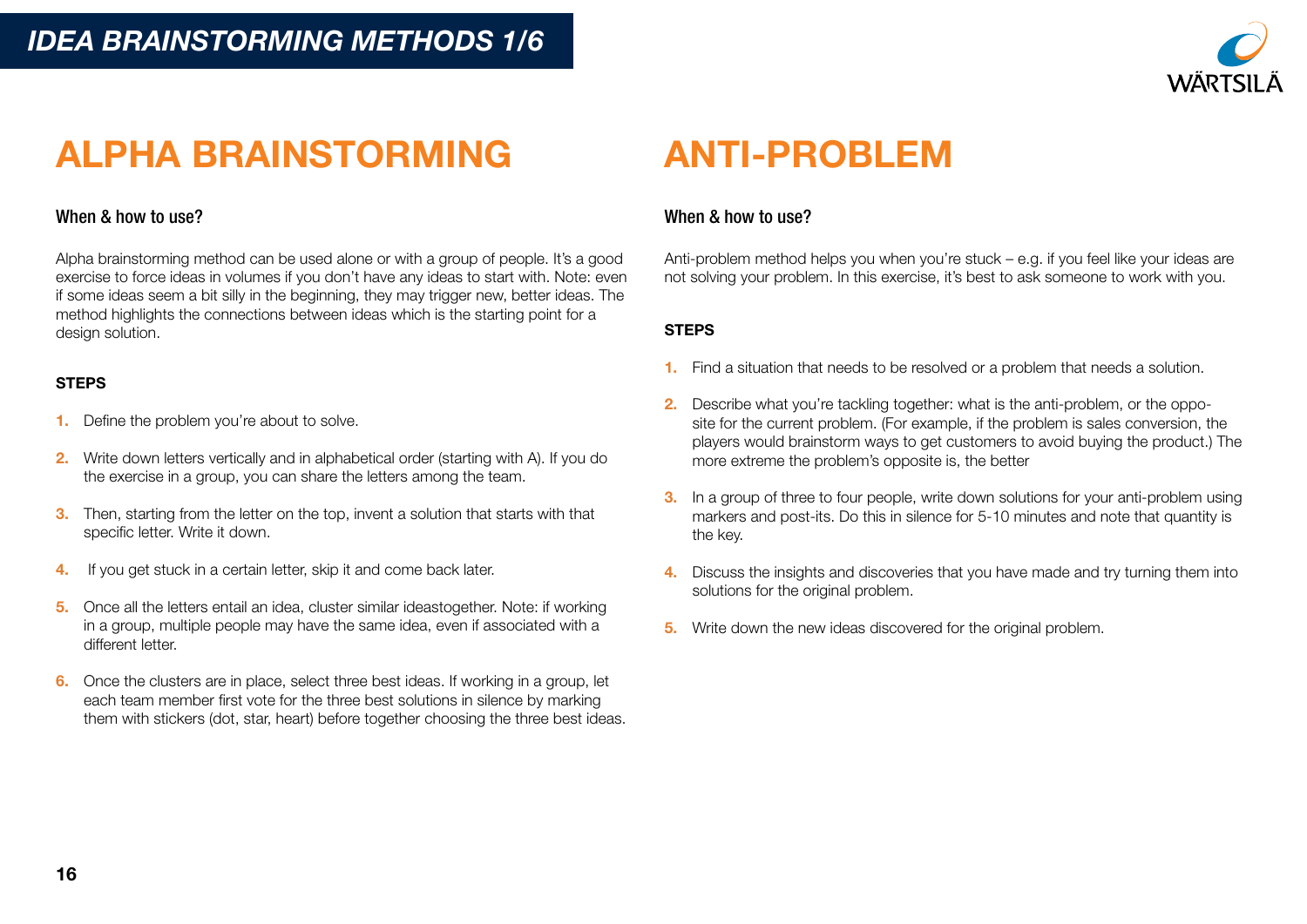# IDEA BRAINSTORMING METHODS 1/6

## ALPHA BRAINSTORMING

### When & how to use?

Alpha brainstorming method can be used alone or with a group of people. It's a good exercise to force ideas in volumes if you don't have any ideas to start with. Note: even if some ideas seem a bit silly in the beginning, they may trigger new, better ideas. The method highlights the connections between ideas which is the starting point for a design solution.

**STEPS**

1. Define the problem you're about to solve.
2. Write down letters vertically and in alphabetical order (starting with A). If you do the exercise in a group, you can share the letters among the team.
3. Then, starting from the letter on the top, invent a solution that starts with that specific letter. Write it down.
4. If you get stuck in a certain letter, skip it and come back later.
5. Once all the letters entail an idea, cluster similar ideastogether. Note: if working in a group, multiple people may have the same idea, even if associated with a different letter.
6. Once the clusters are in place, select three best ideas. If working in a group, let each team member first vote for the three best solutions in silence by marking them with stickers (dot, star, heart) before together choosing the three best ideas.

## ANTI-PROBLEM

### When & how to use?

Anti-problem method helps you when you're stuck – e.g. if you feel like your ideas are not solving your problem. In this exercise, it's best to ask someone to work with you.

**STEPS**

1. Find a situation that needs to be resolved or a problem that needs a solution.
2. Describe what you're tackling together: what is the anti-problem, or the opposite for the current problem. (For example, if the problem is sales conversion, the players would brainstorm ways to get customers to avoid buying the product.) The more extreme the problem's opposite is, the better
3. In a group of three to four people, write down solutions for your anti-problem using markers and post-its. Do this in silence for 5-10 minutes and note that quantity is the key.
4. Discuss the insights and discoveries that you have made and try turning them into solutions for the original problem.
5. Write down the new ideas discovered for the original problem.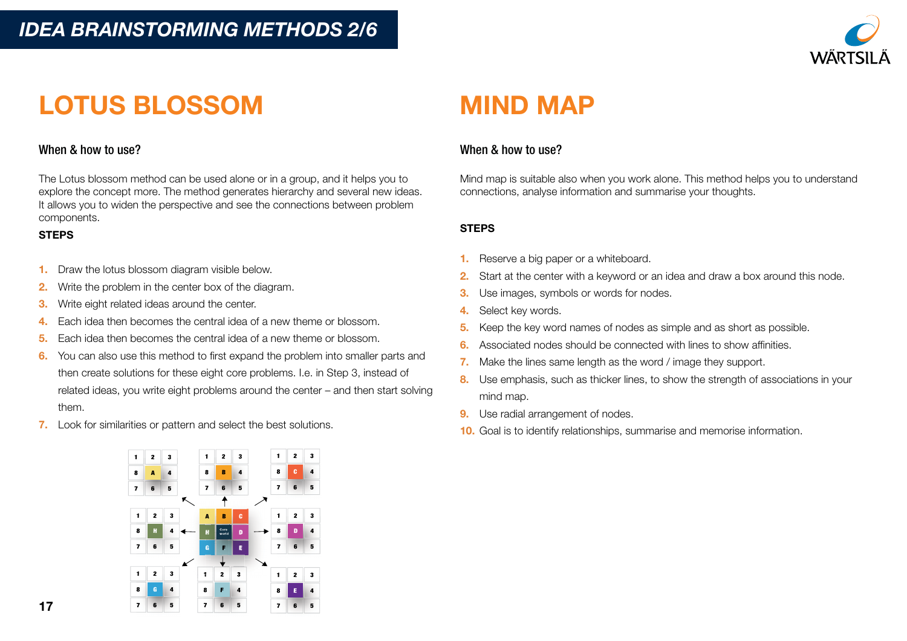# IDEA BRAINSTORMING METHODS 2/6

## LOTUS BLOSSOM

### When & how to use?

The Lotus blossom method can be used alone or in a group, and it helps you to explore the concept more. The method generates hierarchy and several new ideas. It allows you to widen the perspective and see the connections between problem components.

**STEPS**

1. Draw the lotus blossom diagram visible below.
2. Write the problem in the center box of the diagram.
3. Write eight related ideas around the center.
4. Each idea then becomes the central idea of a new theme or blossom.
5. Each idea then becomes the central idea of a new theme or blossom.
6. You can also use this method to first expand the problem into smaller parts and then create solutions for these eight core problems. I.e. in Step 3, instead of related ideas, you write eight problems around the center – and then start solving them.
7. Look for similarities or pattern and select the best solutions.

## MIND MAP

### When & how to use?

Mind map is suitable also when you work alone. This method helps you to understand connections, analyse information and summarise your thoughts.

**STEPS**

1. Reserve a big paper or a whiteboard.
2. Start at the center with a keyword or an idea and draw a box around this node.
3. Use images, symbols or words for nodes.
4. Select key words.
5. Keep the key word names of nodes as simple and as short as possible.
6. Associated nodes should be connected with lines to show affinities.
7. Make the lines same length as the word / image they support.
8. Use emphasis, such as thicker lines, to show the strength of associations in your mind map.
9. Use radial arrangement of nodes.
10. Goal is to identify relationships, summarise and memorise information.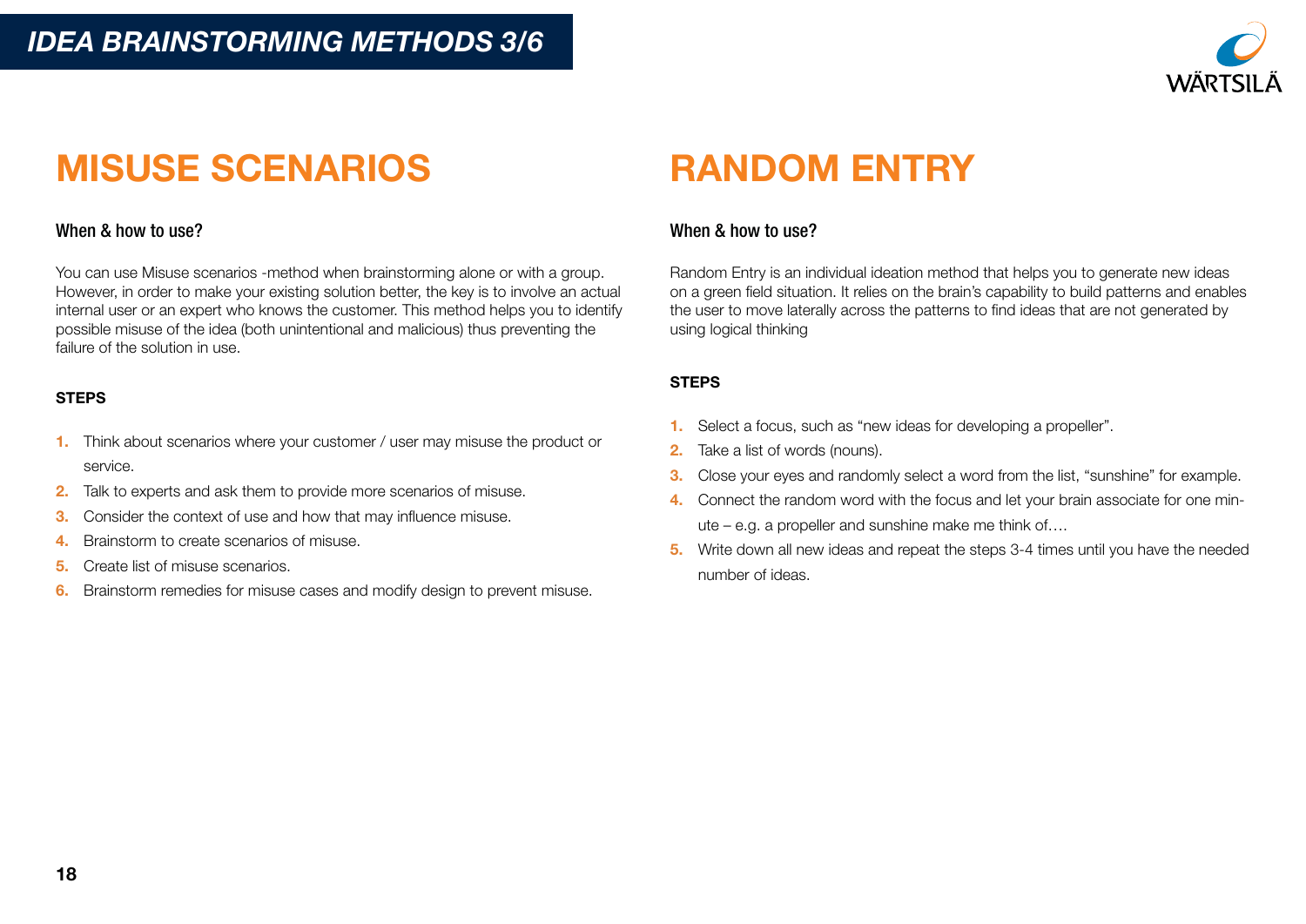# IDEA BRAINSTORMING METHODS 3/6

## MISUSE SCENARIOS

### When & how to use?

You can use Misuse scenarios -method when brainstorming alone or with a group. However, in order to make your existing solution better, the key is to involve an actual internal user or an expert who knows the customer. This method helps you to identify possible misuse of the idea (both unintentional and malicious) thus preventing the failure of the solution in use.

**STEPS**

1. Think about scenarios where your customer / user may misuse the product or service.
2. Talk to experts and ask them to provide more scenarios of misuse.
3. Consider the context of use and how that may influence misuse.
4. Brainstorm to create scenarios of misuse.
5. Create list of misuse scenarios.
6. Brainstorm remedies for misuse cases and modify design to prevent misuse.

## RANDOM ENTRY

### When & how to use?

Random Entry is an individual ideation method that helps you to generate new ideas on a green field situation. It relies on the brain's capability to build patterns and enables the user to move laterally across the patterns to find ideas that are not generated by using logical thinking

**STEPS**

1. Select a focus, such as "new ideas for developing a propeller".
2. Take a list of words (nouns).
3. Close your eyes and randomly select a word from the list, "sunshine" for example.
4. Connect the random word with the focus and let your brain associate for one minute – e.g. a propeller and sunshine make me think of….
5. Write down all new ideas and repeat the steps 3-4 times until you have the needed number of ideas.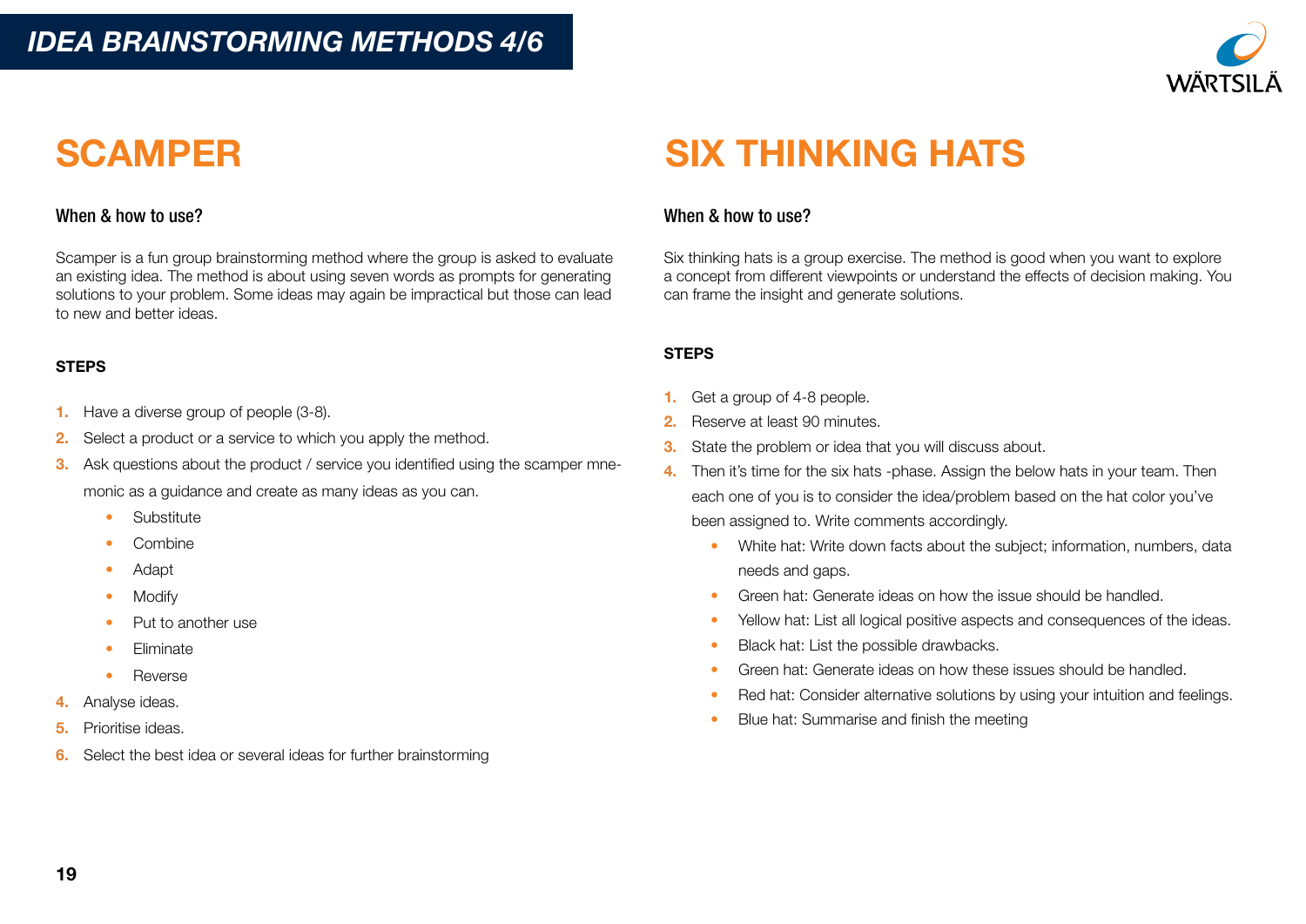# IDEA BRAINSTORMING METHODS 4/6

## SCAMPER

### When & how to use?

Scamper is a fun group brainstorming method where the group is asked to evaluate an existing idea. The method is about using seven words as prompts for generating solutions to your problem. Some ideas may again be impractical but those can lead to new and better ideas.

**STEPS**

1. Have a diverse group of people (3-8).
2. Select a product or a service to which you apply the method.
3. Ask questions about the product / service you identified using the scamper mnemonic as a guidance and create as many ideas as you can.
   - Substitute
   - Combine
   - Adapt
   - Modify
   - Put to another use
   - Eliminate
   - Reverse
4. Analyse ideas.
5. Prioritise ideas.
6. Select the best idea or several ideas for further brainstorming

## SIX THINKING HATS

### When & how to use?

Six thinking hats is a group exercise. The method is good when you want to explore a concept from different viewpoints or understand the effects of decision making. You can frame the insight and generate solutions.

**STEPS**

1. Get a group of 4-8 people.
2. Reserve at least 90 minutes.
3. State the problem or idea that you will discuss about.
4. Then it's time for the six hats -phase. Assign the below hats in your team. Then each one of you is to consider the idea/problem based on the hat color you've been assigned to. Write comments accordingly.
   - White hat: Write down facts about the subject; information, numbers, data needs and gaps.
   - Green hat: Generate ideas on how the issue should be handled.
   - Yellow hat: List all logical positive aspects and consequences of the ideas.
   - Black hat: List the possible drawbacks.
   - Green hat: Generate ideas on how these issues should be handled.
   - Red hat: Consider alternative solutions by using your intuition and feelings.
   - Blue hat: Summarise and finish the meeting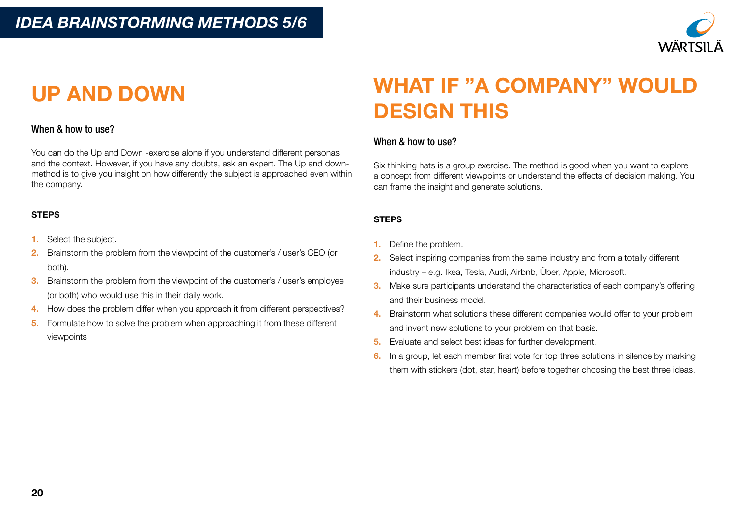# IDEA BRAINSTORMING METHODS 5/6

## UP AND DOWN

### When & how to use?

You can do the Up and Down -exercise alone if you understand different personas and the context. However, if you have any doubts, ask an expert. The Up and down-method is to give you insight on how differently the subject is approached even within the company.

**STEPS**

1. Select the subject.
2. Brainstorm the problem from the viewpoint of the customer's / user's CEO (or both).
3. Brainstorm the problem from the viewpoint of the customer's / user's employee (or both) who would use this in their daily work.
4. How does the problem differ when you approach it from different perspectives?
5. Formulate how to solve the problem when approaching it from these different viewpoints

## WHAT IF "A COMPANY" WOULD DESIGN THIS

### When & how to use?

Six thinking hats is a group exercise. The method is good when you want to explore a concept from different viewpoints or understand the effects of decision making. You can frame the insight and generate solutions.

**STEPS**

1. Define the problem.
2. Select inspiring companies from the same industry and from a totally different industry – e.g. Ikea, Tesla, Audi, Airbnb, Über, Apple, Microsoft.
3. Make sure participants understand the characteristics of each company's offering and their business model.
4. Brainstorm what solutions these different companies would offer to your problem and invent new solutions to your problem on that basis.
5. Evaluate and select best ideas for further development.
6. In a group, let each member first vote for top three solutions in silence by marking them with stickers (dot, star, heart) before together choosing the best three ideas.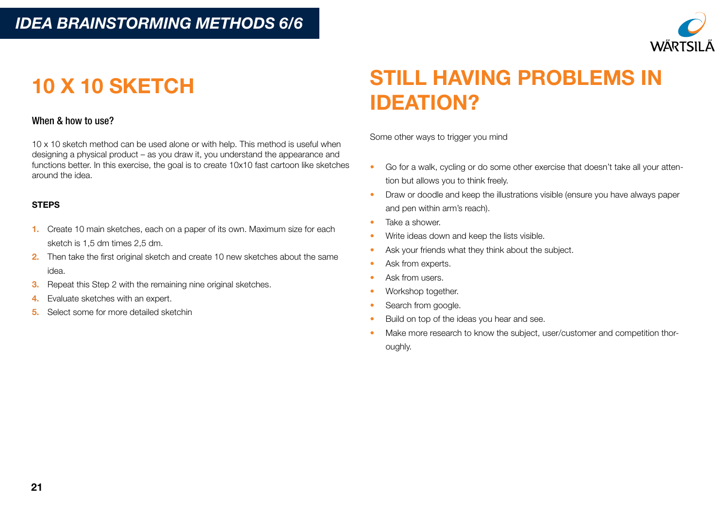# IDEA BRAINSTORMING METHODS 6/6

## 10 X 10 SKETCH

### When & how to use?

10 x 10 sketch method can be used alone or with help. This method is useful when designing a physical product – as you draw it, you understand the appearance and functions better. In this exercise, the goal is to create 10x10 fast cartoon like sketches around the idea.

**STEPS**

1. Create 10 main sketches, each on a paper of its own. Maximum size for each sketch is 1,5 dm times 2,5 dm.
2. Then take the first original sketch and create 10 new sketches about the same idea.
3. Repeat this Step 2 with the remaining nine original sketches.
4. Evaluate sketches with an expert.
5. Select some for more detailed sketchin

## STILL HAVING PROBLEMS IN IDEATION?

Some other ways to trigger you mind

- Go for a walk, cycling or do some other exercise that doesn't take all your attention but allows you to think freely.
- Draw or doodle and keep the illustrations visible (ensure you have always paper and pen within arm's reach).
- Take a shower.
- Write ideas down and keep the lists visible.
- Ask your friends what they think about the subject.
- Ask from experts.
- Ask from users.
- Workshop together.
- Search from google.
- Build on top of the ideas you hear and see.
- Make more research to know the subject, user/customer and competition thoroughly.